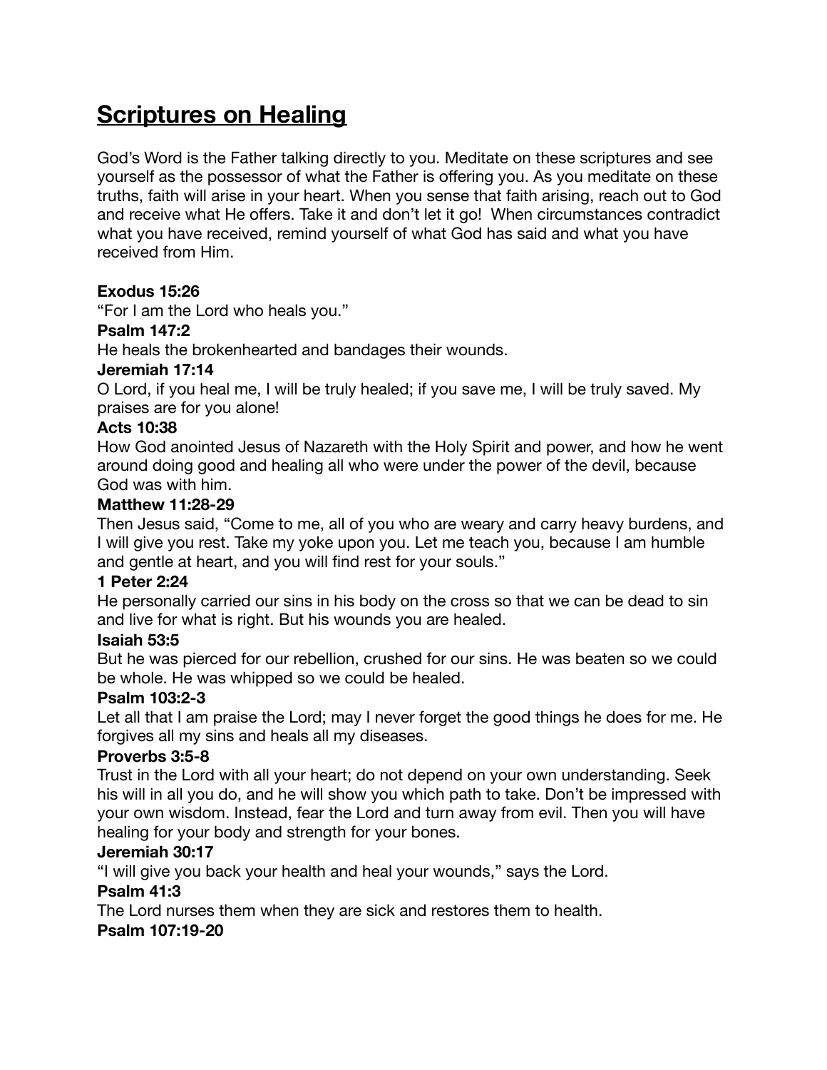# Scriptures on Healing

God's Word is the Father talking directly to you. Meditate on these scriptures and see yourself as the possessor of what the Father is offering you. As you meditate on these truths, faith will arise in your heart. When you sense that faith arising, reach out to God and receive what He offers. Take it and don't let it go! When circumstances contradict what you have received, remind yourself of what God has said and what you have received from Him.

**Exodus 15:26**

"For I am the Lord who heals you."

**Psalm 147:2**

He heals the brokenhearted and bandages their wounds.

**Jeremiah 17:14**

O Lord, if you heal me, I will be truly healed; if you save me, I will be truly saved. My praises are for you alone!

**Acts 10:38**

How God anointed Jesus of Nazareth with the Holy Spirit and power, and how he went around doing good and healing all who were under the power of the devil, because God was with him.

**Matthew 11:28-29**

Then Jesus said, "Come to me, all of you who are weary and carry heavy burdens, and I will give you rest. Take my yoke upon you. Let me teach you, because I am humble and gentle at heart, and you will find rest for your souls."

**1 Peter 2:24**

He personally carried our sins in his body on the cross so that we can be dead to sin and live for what is right. But his wounds you are healed.

**Isaiah 53:5**

But he was pierced for our rebellion, crushed for our sins. He was beaten so we could be whole. He was whipped so we could be healed.

**Psalm 103:2-3**

Let all that I am praise the Lord; may I never forget the good things he does for me. He forgives all my sins and heals all my diseases.

**Proverbs 3:5-8**

Trust in the Lord with all your heart; do not depend on your own understanding. Seek his will in all you do, and he will show you which path to take. Don't be impressed with your own wisdom. Instead, fear the Lord and turn away from evil. Then you will have healing for your body and strength for your bones.

**Jeremiah 30:17**

"I will give you back your health and heal your wounds," says the Lord.

**Psalm 41:3**

The Lord nurses them when they are sick and restores them to health.

**Psalm 107:19-20**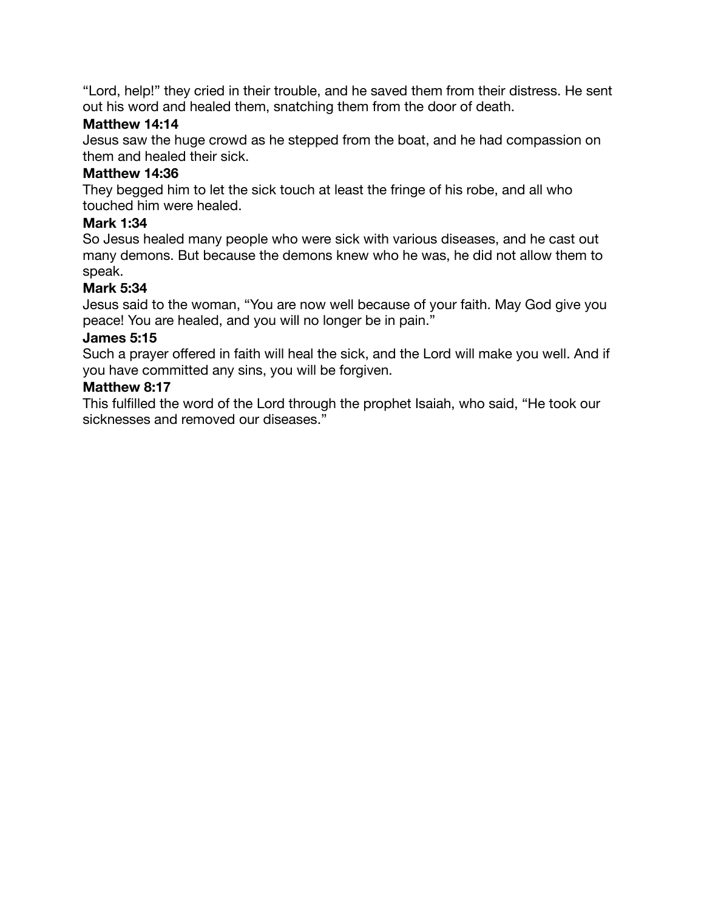“Lord, help!” they cried in their trouble, and he saved them from their distress. He sent out his word and healed them, snatching them from the door of death.

**Matthew 14:14**

Jesus saw the huge crowd as he stepped from the boat, and he had compassion on them and healed their sick.

**Matthew 14:36**

They begged him to let the sick touch at least the fringe of his robe, and all who touched him were healed.

**Mark 1:34**

So Jesus healed many people who were sick with various diseases, and he cast out many demons. But because the demons knew who he was, he did not allow them to speak.

**Mark 5:34**

Jesus said to the woman, “You are now well because of your faith. May God give you peace! You are healed, and you will no longer be in pain.”

**James 5:15**

Such a prayer offered in faith will heal the sick, and the Lord will make you well. And if you have committed any sins, you will be forgiven.

**Matthew 8:17**

This fulfilled the word of the Lord through the prophet Isaiah, who said, “He took our sicknesses and removed our diseases.”